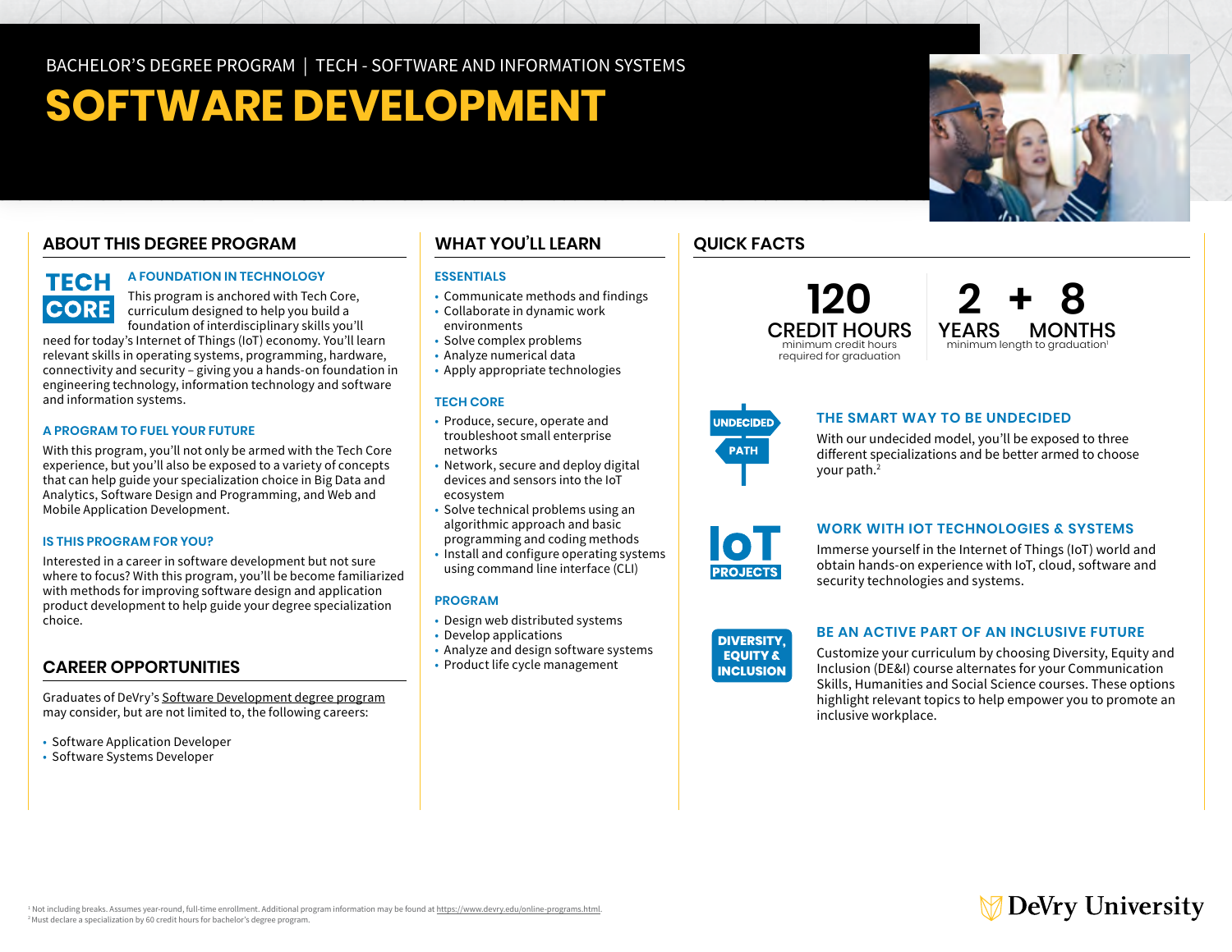BACHELOR'S DEGREE PROGRAM | TECH - SOFTWARE AND INFORMATION SYSTEMS

# SOFTWARE DEVELOPMENT

## ABOUT THIS DEGREE PROGRAM

TECH CORE

### A FOUNDATION IN TECHNOLOGY

This program is anchored with Tech Core, curriculum designed to help you build a foundation of interdisciplinary skills you'll need for today's Internet of Things (IoT) economy. You'll learn relevant skills in operating systems, programming, hardware, connectivity and security – giving you a hands-on foundation in engineering technology, information technology and software and information systems.

### A PROGRAM TO FUEL YOUR FUTURE

With this program, you'll not only be armed with the Tech Core experience, but you'll also be exposed to a variety of concepts that can help guide your specialization choice in Big Data and Analytics, Software Design and Programming, and Web and Mobile Application Development.

### IS THIS PROGRAM FOR YOU?

Interested in a career in software development but not sure where to focus? With this program, you'll be become familiarized with methods for improving software design and application product development to help guide your degree specialization choice.

## CAREER OPPORTUNITIES

Graduates of DeVry's Software Development degree program may consider, but are not limited to, the following careers:

- Software Application Developer
- Software Systems Developer

## WHAT YOU'LL LEARN

### ESSENTIALS

- Communicate methods and findings
- Collaborate in dynamic work environments
- Solve complex problems
- Analyze numerical data
- Apply appropriate technologies

### TECH CORE

- Produce, secure, operate and troubleshoot small enterprise networks
- Network, secure and deploy digital devices and sensors into the IoT ecosystem
- Solve technical problems using an algorithmic approach and basic programming and coding methods
- Install and configure operating systems using command line interface (CLI)

### PROGRAM

- Design web distributed systems
- Develop applications
- Analyze and design software systems
- Product life cycle management

## QUICK FACTS

**120** CREDIT HOURS
minimum credit hours required for graduation

**2** YEARS + **8** MONTHS
minimum length to graduation[1]

UNDECIDED PATH

### THE SMART WAY TO BE UNDECIDED

With our undecided model, you'll be exposed to three different specializations and be better armed to choose your path.[2]

IoT PROJECTS

### WORK WITH IOT TECHNOLOGIES & SYSTEMS

Immerse yourself in the Internet of Things (IoT) world and obtain hands-on experience with IoT, cloud, software and security technologies and systems.

DIVERSITY, EQUITY & INCLUSION

### BE AN ACTIVE PART OF AN INCLUSIVE FUTURE

Customize your curriculum by choosing Diversity, Equity and Inclusion (DE&I) course alternates for your Communication Skills, Humanities and Social Science courses. These options highlight relevant topics to help empower you to promote an inclusive workplace.

[1] Not including breaks. Assumes year-round, full-time enrollment. Additional program information may be found at https://www.devry.edu/online-programs.html.
[2] Must declare a specialization by 60 credit hours for bachelor's degree program.

DeVry University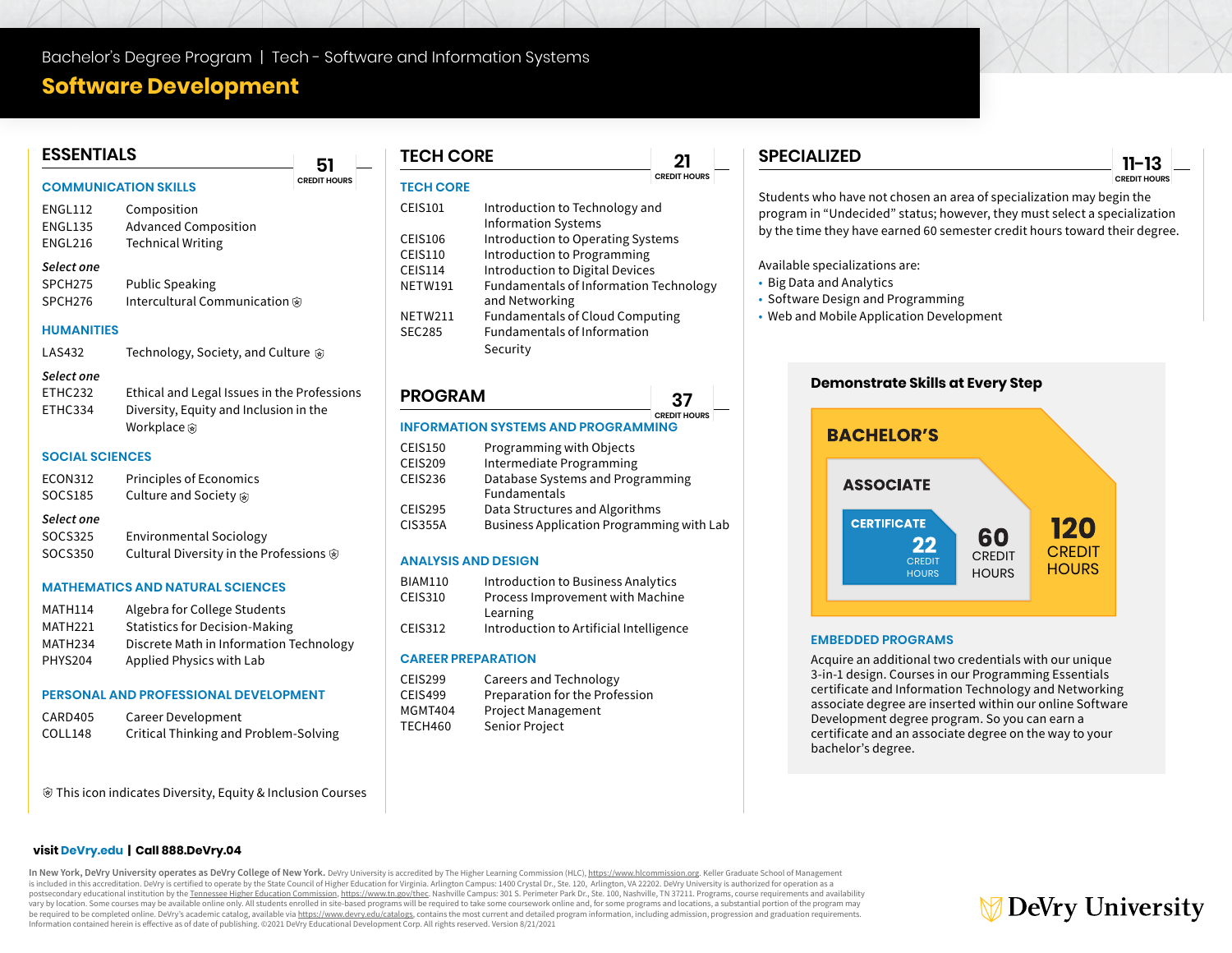Bachelor's Degree Program | Tech - Software and Information Systems

# Software Development

## ESSENTIALS

51 CREDIT HOURS

### COMMUNICATION SKILLS

| | |
|---|---|
| ENGL112 | Composition |
| ENGL135 | Advanced Composition |
| ENGL216 | Technical Writing |
| *Select one* | |
| SPCH275 | Public Speaking |
| SPCH276 | Intercultural Communication ⊛ |

### HUMANITIES

| | |
|---|---|
| LAS432 | Technology, Society, and Culture ⊛ |
| *Select one* | |
| ETHC232 | Ethical and Legal Issues in the Professions |
| ETHC334 | Diversity, Equity and Inclusion in the Workplace ⊛ |

### SOCIAL SCIENCES

| | |
|---|---|
| ECON312 | Principles of Economics |
| SOCS185 | Culture and Society ⊛ |
| *Select one* | |
| SOCS325 | Environmental Sociology |
| SOCS350 | Cultural Diversity in the Professions ⊛ |

### MATHEMATICS AND NATURAL SCIENCES

| | |
|---|---|
| MATH114 | Algebra for College Students |
| MATH221 | Statistics for Decision-Making |
| MATH234 | Discrete Math in Information Technology |
| PHYS204 | Applied Physics with Lab |

### PERSONAL AND PROFESSIONAL DEVELOPMENT

| | |
|---|---|
| CARD405 | Career Development |
| COLL148 | Critical Thinking and Problem-Solving |

⊛ This icon indicates Diversity, Equity & Inclusion Courses

## TECH CORE

21 CREDIT HOURS

### TECH CORE

| | |
|---|---|
| CEIS101 | Introduction to Technology and Information Systems |
| CEIS106 | Introduction to Operating Systems |
| CEIS110 | Introduction to Programming |
| CEIS114 | Introduction to Digital Devices |
| NETW191 | Fundamentals of Information Technology and Networking |
| NETW211 | Fundamentals of Cloud Computing |
| SEC285 | Fundamentals of Information Security |

## PROGRAM

37 CREDIT HOURS

### INFORMATION SYSTEMS AND PROGRAMMING

| | |
|---|---|
| CEIS150 | Programming with Objects |
| CEIS209 | Intermediate Programming |
| CEIS236 | Database Systems and Programming Fundamentals |
| CEIS295 | Data Structures and Algorithms |
| CIS355A | Business Application Programming with Lab |

### ANALYSIS AND DESIGN

| | |
|---|---|
| BIAM110 | Introduction to Business Analytics |
| CEIS310 | Process Improvement with Machine Learning |
| CEIS312 | Introduction to Artificial Intelligence |

### CAREER PREPARATION

| | |
|---|---|
| CEIS299 | Careers and Technology |
| CEIS499 | Preparation for the Profession |
| MGMT404 | Project Management |
| TECH460 | Senior Project |

## SPECIALIZED

11-13 CREDIT HOURS

Students who have not chosen an area of specialization may begin the program in "Undecided" status; however, they must select a specialization by the time they have earned 60 semester credit hours toward their degree.

Available specializations are:

- Big Data and Analytics
- Software Design and Programming
- Web and Mobile Application Development

### Demonstrate Skills at Every Step

BACHELOR'S

ASSOCIATE

CERTIFICATE 22 CREDIT HOURS

60 CREDIT HOURS

120 CREDIT HOURS

### EMBEDDED PROGRAMS

Acquire an additional two credentials with our unique 3-in-1 design. Courses in our Programming Essentials certificate and Information Technology and Networking associate degree are inserted within our online Software Development degree program. So you can earn a certificate and an associate degree on the way to your bachelor's degree.

**visit DeVry.edu | Call 888.DeVry.04**

**In New York, DeVry University operates as DeVry College of New York.** DeVry University is accredited by The Higher Learning Commission (HLC), https://www.hlcommission.org. Keller Graduate School of Management is included in this accreditation. DeVry is certified to operate by the State Council of Higher Education for Virginia. Arlington Campus: 1400 Crystal Dr., Ste. 120, Arlington, VA 22202. DeVry University is authorized for operation as a postsecondary educational institution by the Tennessee Higher Education Commission, https://www.tn.gov/thec. Nashville Campus: 301 S. Perimeter Park Dr., Ste. 100, Nashville, TN 37211. Programs, course requirements and availability vary by location. Some courses may be available online only. All students enrolled in site-based programs will be required to take some coursework online and, for some programs and locations, a substantial portion of the program may be required to be completed online. DeVry's academic catalog, available via https://www.devry.edu/catalogs, contains the most current and detailed program information, including admission, progression and graduation requirements. Information contained herein is effective as of date of publishing. ©2021 DeVry Educational Development Corp. All rights reserved. Version 8/21/2021

DeVry University